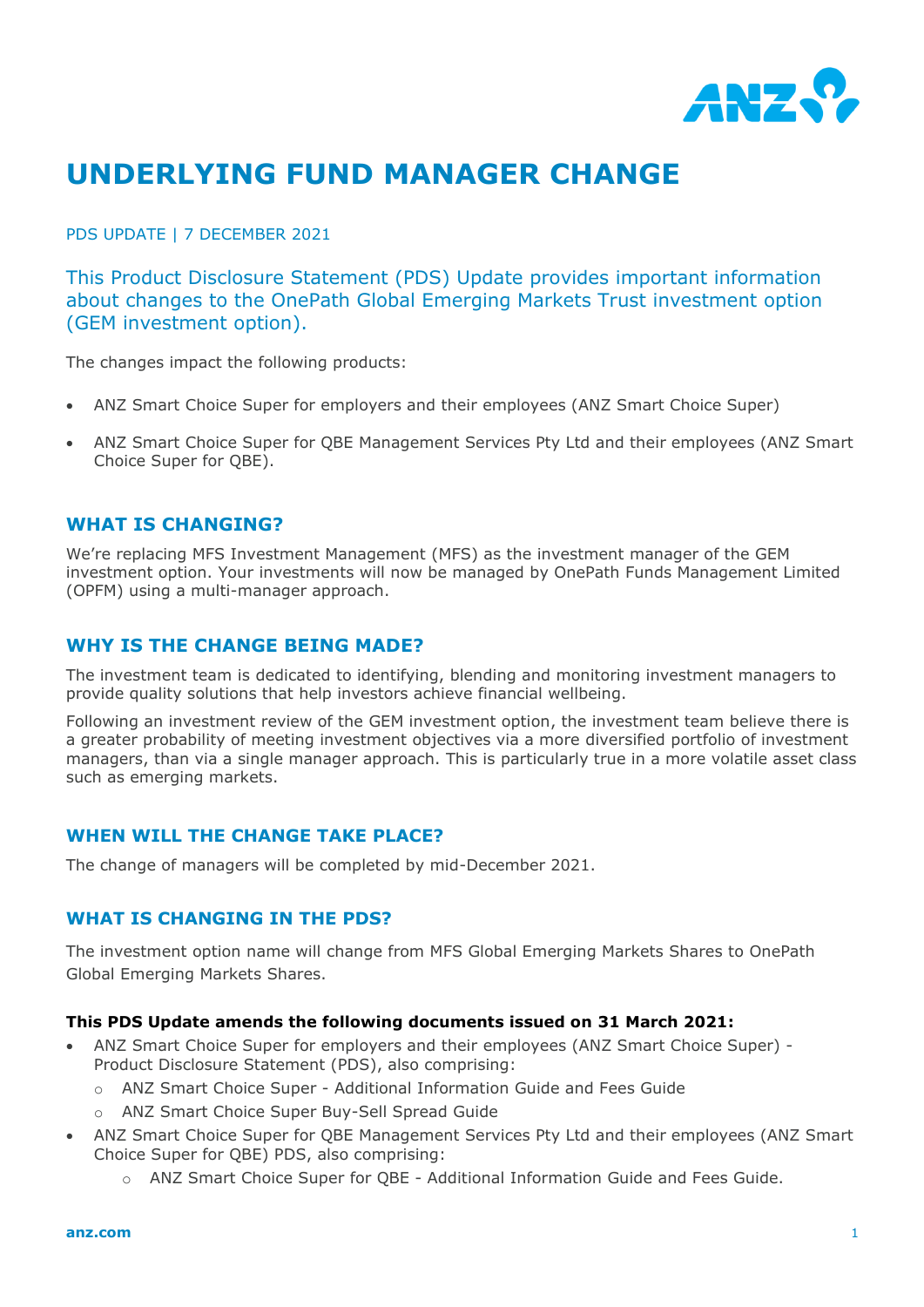# UNDERLYING FUND MANAGER CHANGE

PDS UPDATE | 7 DECEMBER 2021

This Product Disclosure Statement (PDS) Update provides important information about changes to the OnePath Global Emerging Markets Trust investment option (GEM investment option).

The changes impact the following products:

- ANZ Smart Choice Super for employers and their employees (ANZ Smart Choice Super)
- ANZ Smart Choice Super for QBE Management Services Pty Ltd and their employees (ANZ Smart Choice Super for QBE).

## WHAT IS CHANGING?

We're replacing MFS Investment Management (MFS) as the investment manager of the GEM investment option. Your investments will now be managed by OnePath Funds Management Limited (OPFM) using a multi-manager approach.

## WHY IS THE CHANGE BEING MADE?

The investment team is dedicated to identifying, blending and monitoring investment managers to provide quality solutions that help investors achieve financial wellbeing.

Following an investment review of the GEM investment option, the investment team believe there is a greater probability of meeting investment objectives via a more diversified portfolio of investment managers, than via a single manager approach. This is particularly true in a more volatile asset class such as emerging markets.

## WHEN WILL THE CHANGE TAKE PLACE?

The change of managers will be completed by mid-December 2021.

## WHAT IS CHANGING IN THE PDS?

The investment option name will change from MFS Global Emerging Markets Shares to OnePath Global Emerging Markets Shares.

**This PDS Update amends the following documents issued on 31 March 2021:**

- ANZ Smart Choice Super for employers and their employees (ANZ Smart Choice Super) - Product Disclosure Statement (PDS), also comprising:
  - ANZ Smart Choice Super - Additional Information Guide and Fees Guide
  - ANZ Smart Choice Super Buy-Sell Spread Guide
- ANZ Smart Choice Super for QBE Management Services Pty Ltd and their employees (ANZ Smart Choice Super for QBE) PDS, also comprising:
  - ANZ Smart Choice Super for QBE - Additional Information Guide and Fees Guide.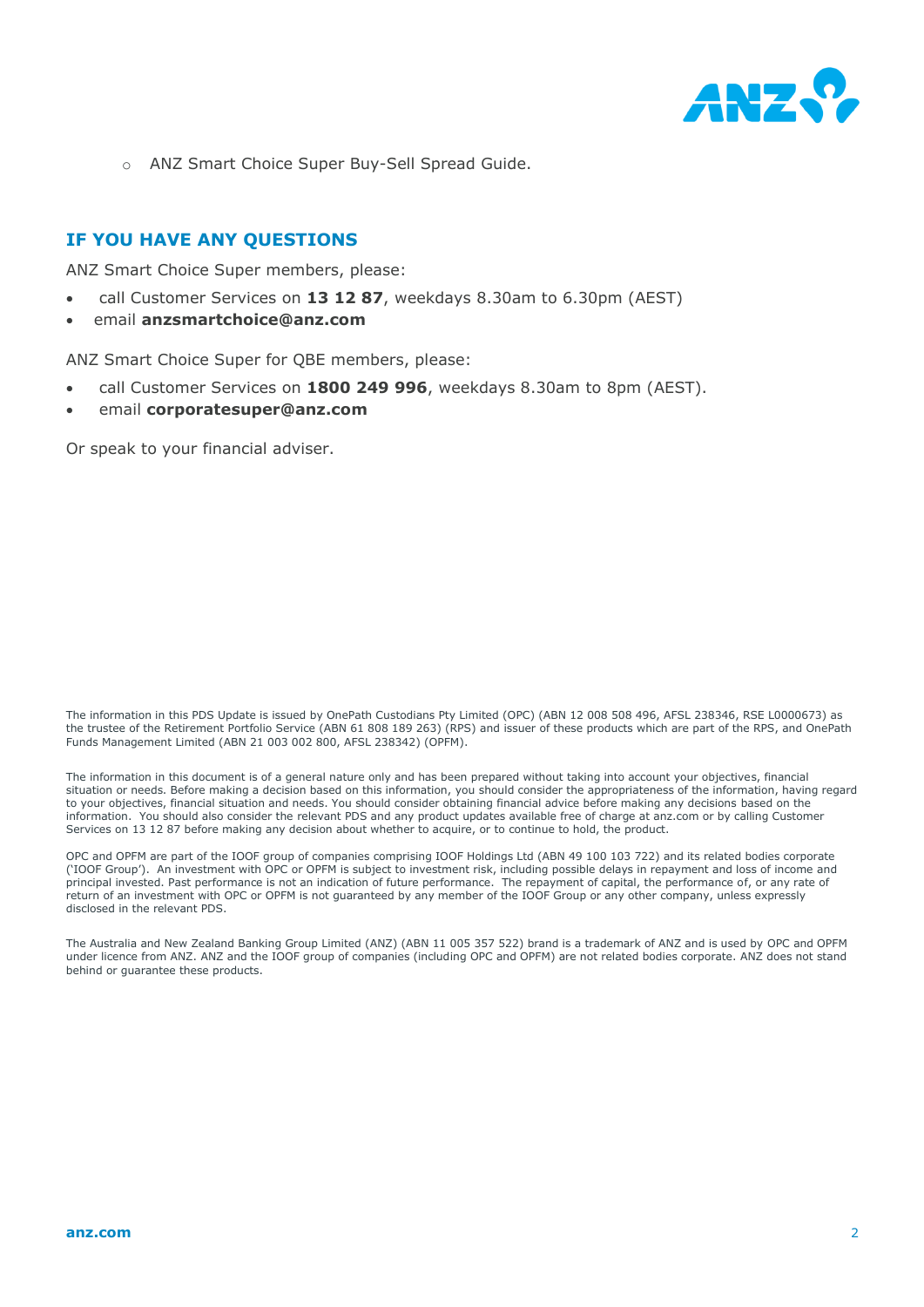- ANZ Smart Choice Super Buy-Sell Spread Guide.

## IF YOU HAVE ANY QUESTIONS

ANZ Smart Choice Super members, please:

- call Customer Services on **13 12 87**, weekdays 8.30am to 6.30pm (AEST)
- email **anzsmartchoice@anz.com**

ANZ Smart Choice Super for QBE members, please:

- call Customer Services on **1800 249 996**, weekdays 8.30am to 8pm (AEST).
- email **corporatesuper@anz.com**

Or speak to your financial adviser.

The information in this PDS Update is issued by OnePath Custodians Pty Limited (OPC) (ABN 12 008 508 496, AFSL 238346, RSE L0000673) as the trustee of the Retirement Portfolio Service (ABN 61 808 189 263) (RPS) and issuer of these products which are part of the RPS, and OnePath Funds Management Limited (ABN 21 003 002 800, AFSL 238342) (OPFM).

The information in this document is of a general nature only and has been prepared without taking into account your objectives, financial situation or needs. Before making a decision based on this information, you should consider the appropriateness of the information, having regard to your objectives, financial situation and needs. You should consider obtaining financial advice before making any decisions based on the information. You should also consider the relevant PDS and any product updates available free of charge at anz.com or by calling Customer Services on 13 12 87 before making any decision about whether to acquire, or to continue to hold, the product.

OPC and OPFM are part of the IOOF group of companies comprising IOOF Holdings Ltd (ABN 49 100 103 722) and its related bodies corporate ('IOOF Group'). An investment with OPC or OPFM is subject to investment risk, including possible delays in repayment and loss of income and principal invested. Past performance is not an indication of future performance. The repayment of capital, the performance of, or any rate of return of an investment with OPC or OPFM is not guaranteed by any member of the IOOF Group or any other company, unless expressly disclosed in the relevant PDS.

The Australia and New Zealand Banking Group Limited (ANZ) (ABN 11 005 357 522) brand is a trademark of ANZ and is used by OPC and OPFM under licence from ANZ. ANZ and the IOOF group of companies (including OPC and OPFM) are not related bodies corporate. ANZ does not stand behind or guarantee these products.